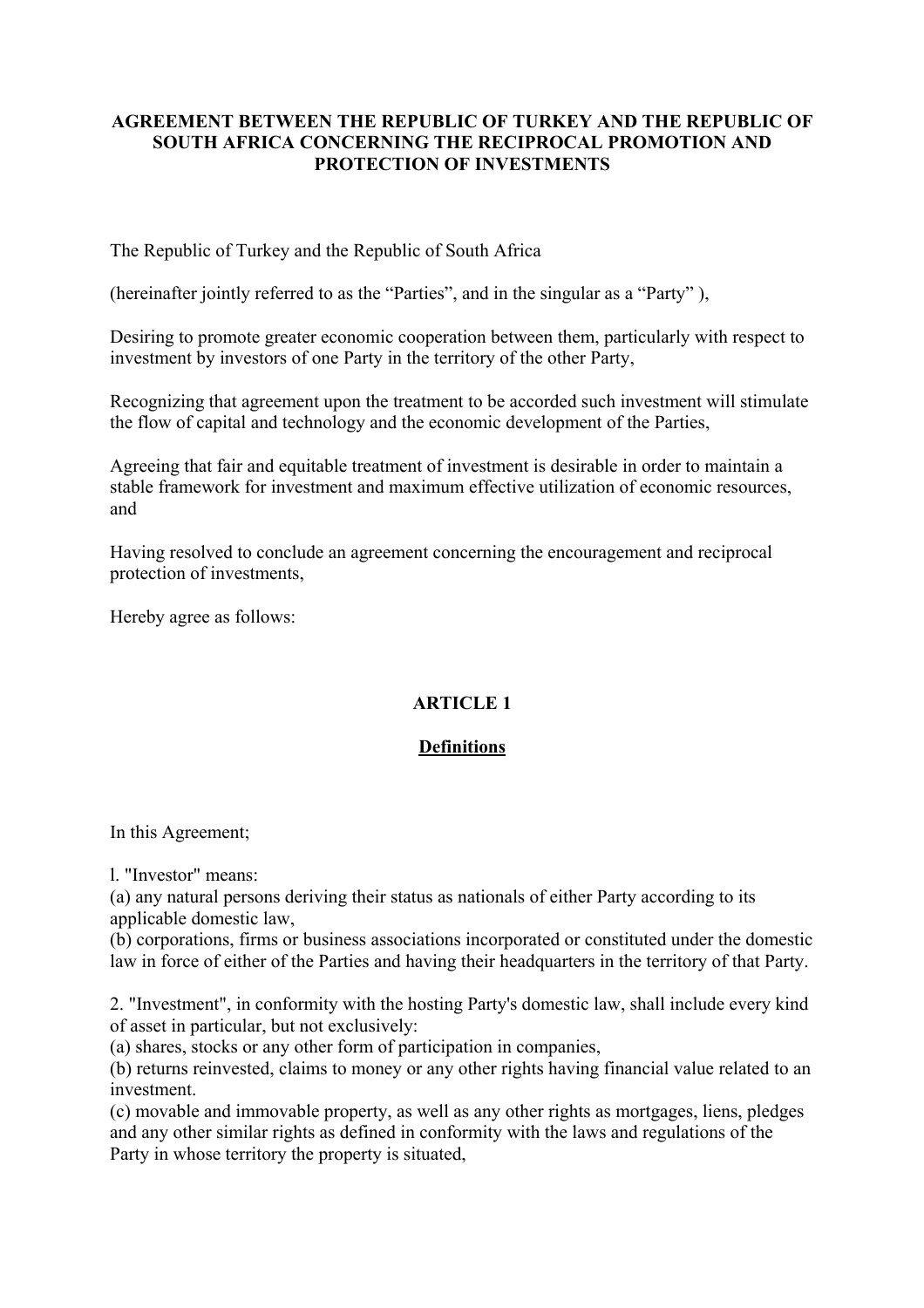# AGREEMENT BETWEEN THE REPUBLIC OF TURKEY AND THE REPUBLIC OF SOUTH AFRICA CONCERNING THE RECIPROCAL PROMOTION AND PROTECTION OF INVESTMENTS

The Republic of Turkey and the Republic of South Africa

(hereinafter jointly referred to as the "Parties", and in the singular as a "Party" ),

Desiring to promote greater economic cooperation between them, particularly with respect to investment by investors of one Party in the territory of the other Party,

Recognizing that agreement upon the treatment to be accorded such investment will stimulate the flow of capital and technology and the economic development of the Parties,

Agreeing that fair and equitable treatment of investment is desirable in order to maintain a stable framework for investment and maximum effective utilization of economic resources, and

Having resolved to conclude an agreement concerning the encouragement and reciprocal protection of investments,

Hereby agree as follows:

## ARTICLE 1

## Definitions

In this Agreement;

l. "Investor" means:
(a) any natural persons deriving their status as nationals of either Party according to its applicable domestic law,
(b) corporations, firms or business associations incorporated or constituted under the domestic law in force of either of the Parties and having their headquarters in the territory of that Party.

2. "Investment", in conformity with the hosting Party's domestic law, shall include every kind of asset in particular, but not exclusively:
(a) shares, stocks or any other form of participation in companies,
(b) returns reinvested, claims to money or any other rights having financial value related to an investment.
(c) movable and immovable property, as well as any other rights as mortgages, liens, pledges and any other similar rights as defined in conformity with the laws and regulations of the Party in whose territory the property is situated,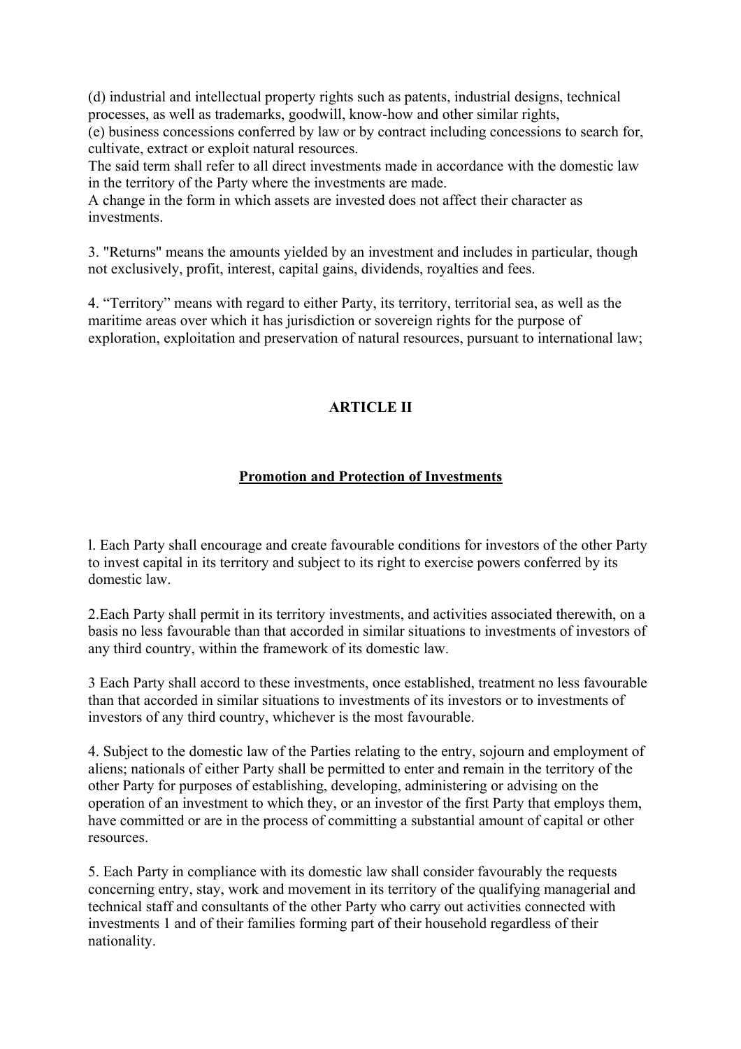(d) industrial and intellectual property rights such as patents, industrial designs, technical processes, as well as trademarks, goodwill, know-how and other similar rights,

(e) business concessions conferred by law or by contract including concessions to search for, cultivate, extract or exploit natural resources.

The said term shall refer to all direct investments made in accordance with the domestic law in the territory of the Party where the investments are made.

A change in the form in which assets are invested does not affect their character as investments.

3. "Returns" means the amounts yielded by an investment and includes in particular, though not exclusively, profit, interest, capital gains, dividends, royalties and fees.

4. "Territory" means with regard to either Party, its territory, territorial sea, as well as the maritime areas over which it has jurisdiction or sovereign rights for the purpose of exploration, exploitation and preservation of natural resources, pursuant to international law;

## ARTICLE II

### Promotion and Protection of Investments

l. Each Party shall encourage and create favourable conditions for investors of the other Party to invest capital in its territory and subject to its right to exercise powers conferred by its domestic law.

2.Each Party shall permit in its territory investments, and activities associated therewith, on a basis no less favourable than that accorded in similar situations to investments of investors of any third country, within the framework of its domestic law.

3 Each Party shall accord to these investments, once established, treatment no less favourable than that accorded in similar situations to investments of its investors or to investments of investors of any third country, whichever is the most favourable.

4. Subject to the domestic law of the Parties relating to the entry, sojourn and employment of aliens; nationals of either Party shall be permitted to enter and remain in the territory of the other Party for purposes of establishing, developing, administering or advising on the operation of an investment to which they, or an investor of the first Party that employs them, have committed or are in the process of committing a substantial amount of capital or other resources.

5. Each Party in compliance with its domestic law shall consider favourably the requests concerning entry, stay, work and movement in its territory of the qualifying managerial and technical staff and consultants of the other Party who carry out activities connected with investments 1 and of their families forming part of their household regardless of their nationality.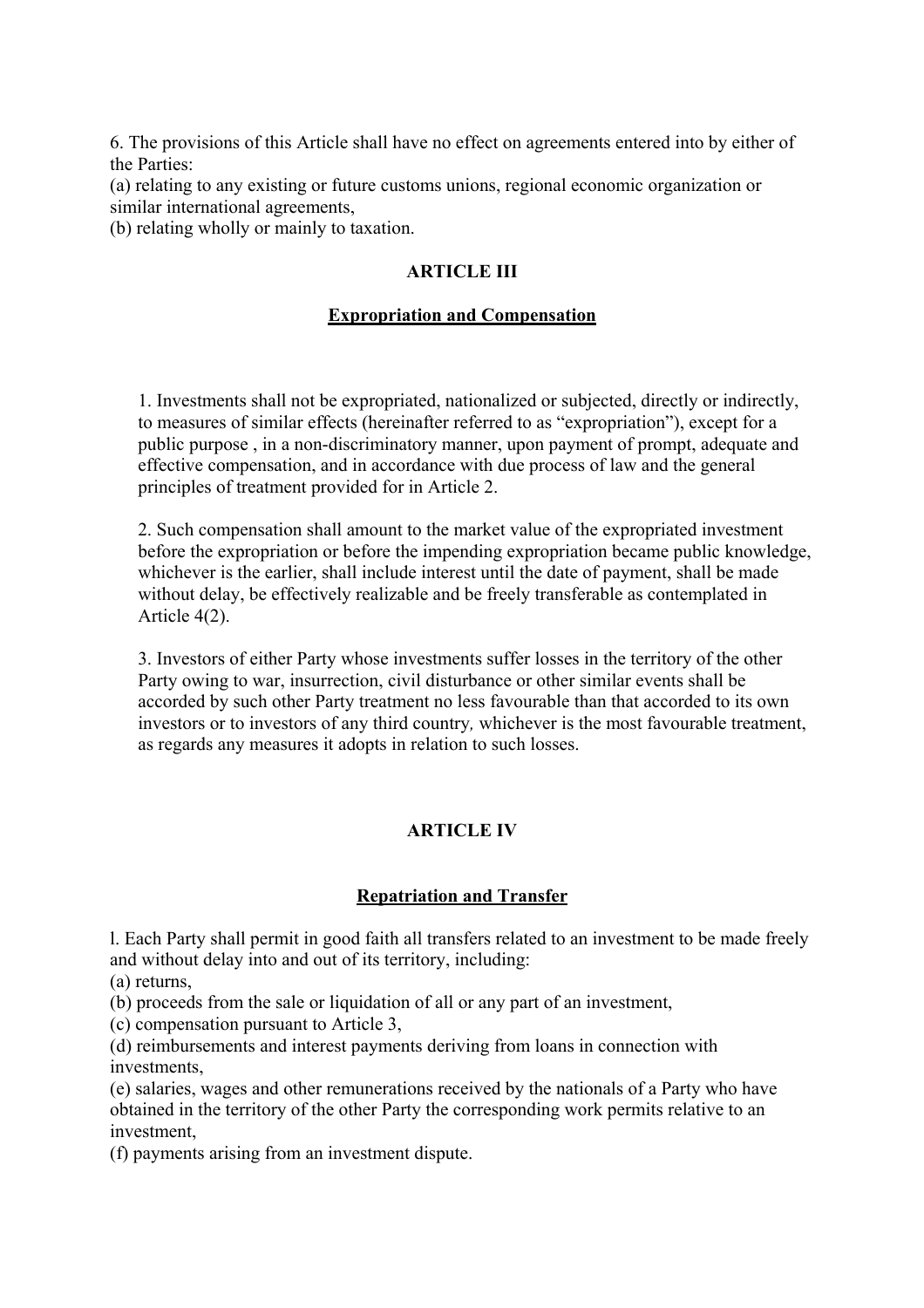6. The provisions of this Article shall have no effect on agreements entered into by either of the Parties:
(a) relating to any existing or future customs unions, regional economic organization or similar international agreements,
(b) relating wholly or mainly to taxation.

## ARTICLE III

### Expropriation and Compensation

1. Investments shall not be expropriated, nationalized or subjected, directly or indirectly, to measures of similar effects (hereinafter referred to as "expropriation"), except for a public purpose , in a non-discriminatory manner, upon payment of prompt, adequate and effective compensation, and in accordance with due process of law and the general principles of treatment provided for in Article 2.

2. Such compensation shall amount to the market value of the expropriated investment before the expropriation or before the impending expropriation became public knowledge, whichever is the earlier, shall include interest until the date of payment, shall be made without delay, be effectively realizable and be freely transferable as contemplated in Article 4(2).

3. Investors of either Party whose investments suffer losses in the territory of the other Party owing to war, insurrection, civil disturbance or other similar events shall be accorded by such other Party treatment no less favourable than that accorded to its own investors or to investors of any third country*,* whichever is the most favourable treatment, as regards any measures it adopts in relation to such losses.

## ARTICLE IV

### Repatriation and Transfer

l. Each Party shall permit in good faith all transfers related to an investment to be made freely and without delay into and out of its territory, including:
(a) returns,
(b) proceeds from the sale or liquidation of all or any part of an investment,
(c) compensation pursuant to Article 3,
(d) reimbursements and interest payments deriving from loans in connection with investments,
(e) salaries, wages and other remunerations received by the nationals of a Party who have obtained in the territory of the other Party the corresponding work permits relative to an investment,
(f) payments arising from an investment dispute.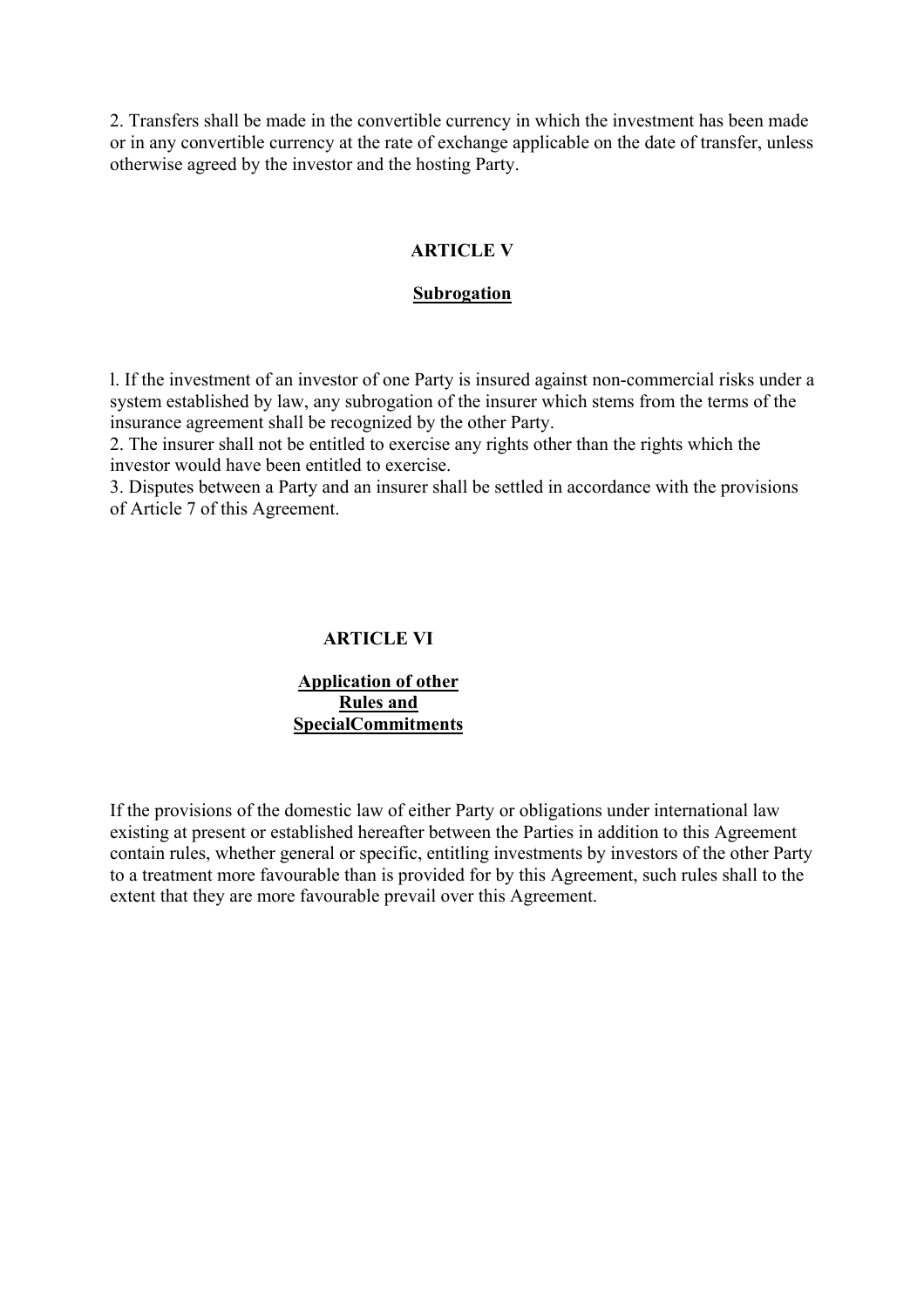2. Transfers shall be made in the convertible currency in which the investment has been made or in any convertible currency at the rate of exchange applicable on the date of transfer, unless otherwise agreed by the investor and the hosting Party.

## ARTICLE V

### Subrogation

l. If the investment of an investor of one Party is insured against non-commercial risks under a system established by law, any subrogation of the insurer which stems from the terms of the insurance agreement shall be recognized by the other Party.
2. The insurer shall not be entitled to exercise any rights other than the rights which the investor would have been entitled to exercise.
3. Disputes between a Party and an insurer shall be settled in accordance with the provisions of Article 7 of this Agreement.

## ARTICLE VI

### Application of other Rules and SpecialCommitments

If the provisions of the domestic law of either Party or obligations under international law existing at present or established hereafter between the Parties in addition to this Agreement contain rules, whether general or specific, entitling investments by investors of the other Party to a treatment more favourable than is provided for by this Agreement, such rules shall to the extent that they are more favourable prevail over this Agreement.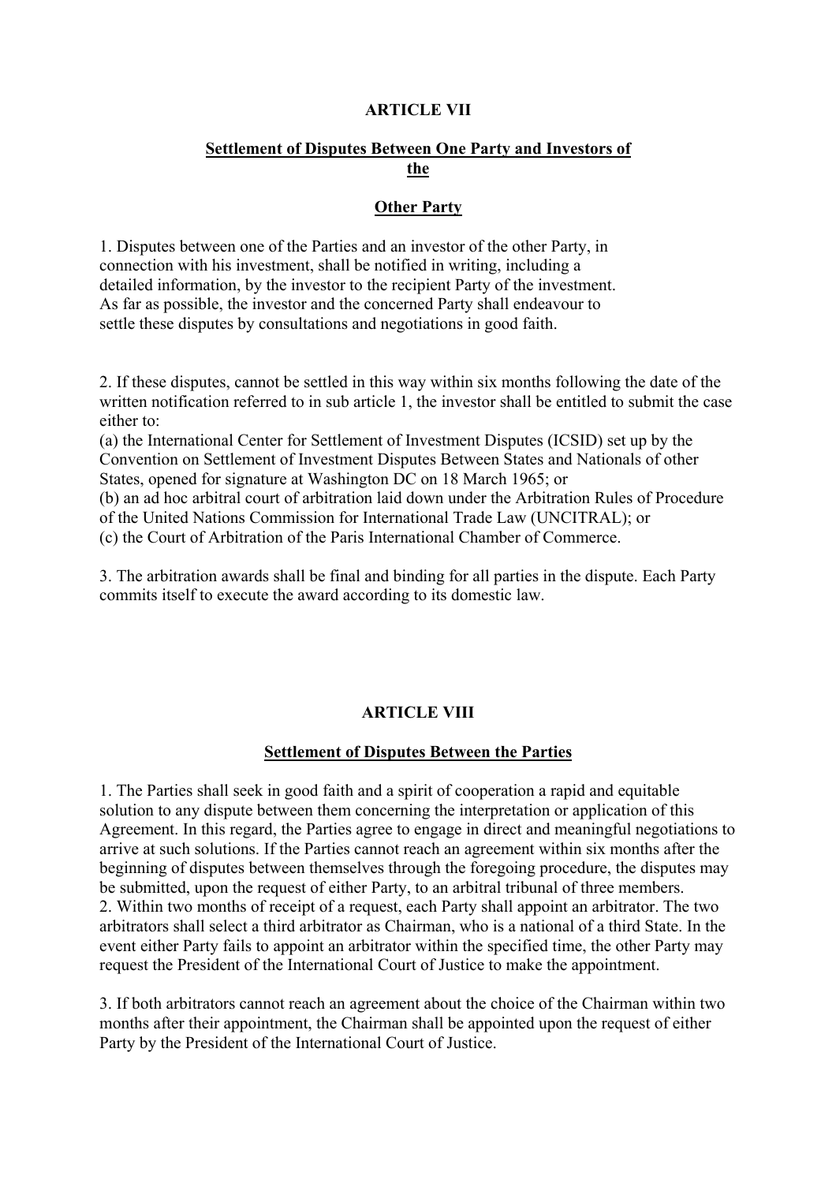## ARTICLE VII

### Settlement of Disputes Between One Party and Investors of the Other Party

1. Disputes between one of the Parties and an investor of the other Party, in connection with his investment, shall be notified in writing, including a detailed information, by the investor to the recipient Party of the investment. As far as possible, the investor and the concerned Party shall endeavour to settle these disputes by consultations and negotiations in good faith.

2. If these disputes, cannot be settled in this way within six months following the date of the written notification referred to in sub article 1, the investor shall be entitled to submit the case either to:
(a) the International Center for Settlement of Investment Disputes (ICSID) set up by the Convention on Settlement of Investment Disputes Between States and Nationals of other States, opened for signature at Washington DC on 18 March 1965; or
(b) an ad hoc arbitral court of arbitration laid down under the Arbitration Rules of Procedure of the United Nations Commission for International Trade Law (UNCITRAL); or
(c) the Court of Arbitration of the Paris International Chamber of Commerce.

3. The arbitration awards shall be final and binding for all parties in the dispute. Each Party commits itself to execute the award according to its domestic law.

## ARTICLE VIII

### Settlement of Disputes Between the Parties

1. The Parties shall seek in good faith and a spirit of cooperation a rapid and equitable solution to any dispute between them concerning the interpretation or application of this Agreement. In this regard, the Parties agree to engage in direct and meaningful negotiations to arrive at such solutions. If the Parties cannot reach an agreement within six months after the beginning of disputes between themselves through the foregoing procedure, the disputes may be submitted, upon the request of either Party, to an arbitral tribunal of three members.
2. Within two months of receipt of a request, each Party shall appoint an arbitrator. The two arbitrators shall select a third arbitrator as Chairman, who is a national of a third State. In the event either Party fails to appoint an arbitrator within the specified time, the other Party may request the President of the International Court of Justice to make the appointment.

3. If both arbitrators cannot reach an agreement about the choice of the Chairman within two months after their appointment, the Chairman shall be appointed upon the request of either Party by the President of the International Court of Justice.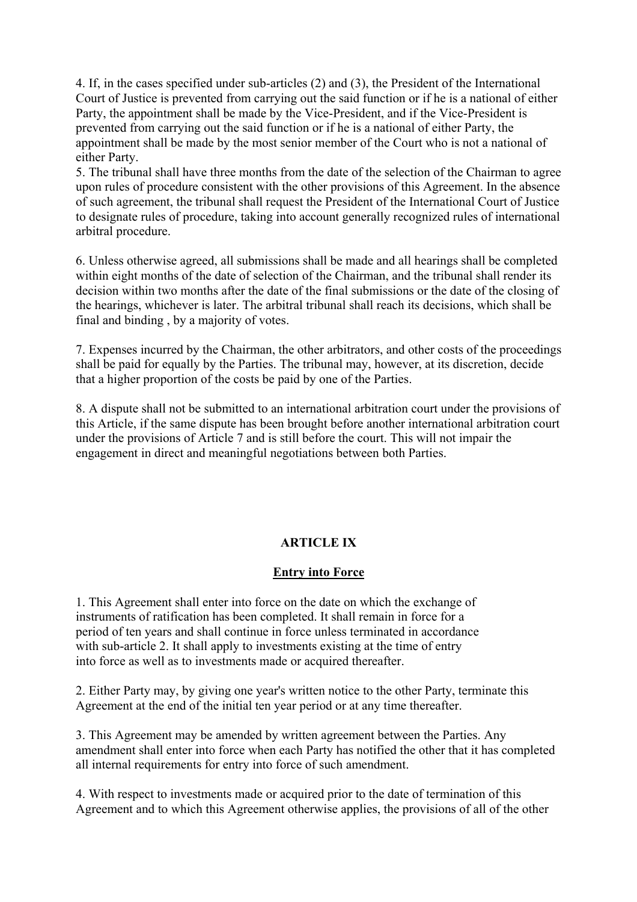4. If, in the cases specified under sub-articles (2) and (3), the President of the International Court of Justice is prevented from carrying out the said function or if he is a national of either Party, the appointment shall be made by the Vice-President, and if the Vice-President is prevented from carrying out the said function or if he is a national of either Party, the appointment shall be made by the most senior member of the Court who is not a national of either Party.

5. The tribunal shall have three months from the date of the selection of the Chairman to agree upon rules of procedure consistent with the other provisions of this Agreement. In the absence of such agreement, the tribunal shall request the President of the International Court of Justice to designate rules of procedure, taking into account generally recognized rules of international arbitral procedure.

6. Unless otherwise agreed, all submissions shall be made and all hearings shall be completed within eight months of the date of selection of the Chairman, and the tribunal shall render its decision within two months after the date of the final submissions or the date of the closing of the hearings, whichever is later. The arbitral tribunal shall reach its decisions, which shall be final and binding , by a majority of votes.

7. Expenses incurred by the Chairman, the other arbitrators, and other costs of the proceedings shall be paid for equally by the Parties. The tribunal may, however, at its discretion, decide that a higher proportion of the costs be paid by one of the Parties.

8. A dispute shall not be submitted to an international arbitration court under the provisions of this Article, if the same dispute has been brought before another international arbitration court under the provisions of Article 7 and is still before the court. This will not impair the engagement in direct and meaningful negotiations between both Parties.

## ARTICLE IX

### Entry into Force

1. This Agreement shall enter into force on the date on which the exchange of instruments of ratification has been completed. It shall remain in force for a period of ten years and shall continue in force unless terminated in accordance with sub-article 2. It shall apply to investments existing at the time of entry into force as well as to investments made or acquired thereafter.

2. Either Party may, by giving one year's written notice to the other Party, terminate this Agreement at the end of the initial ten year period or at any time thereafter.

3. This Agreement may be amended by written agreement between the Parties. Any amendment shall enter into force when each Party has notified the other that it has completed all internal requirements for entry into force of such amendment.

4. With respect to investments made or acquired prior to the date of termination of this Agreement and to which this Agreement otherwise applies, the provisions of all of the other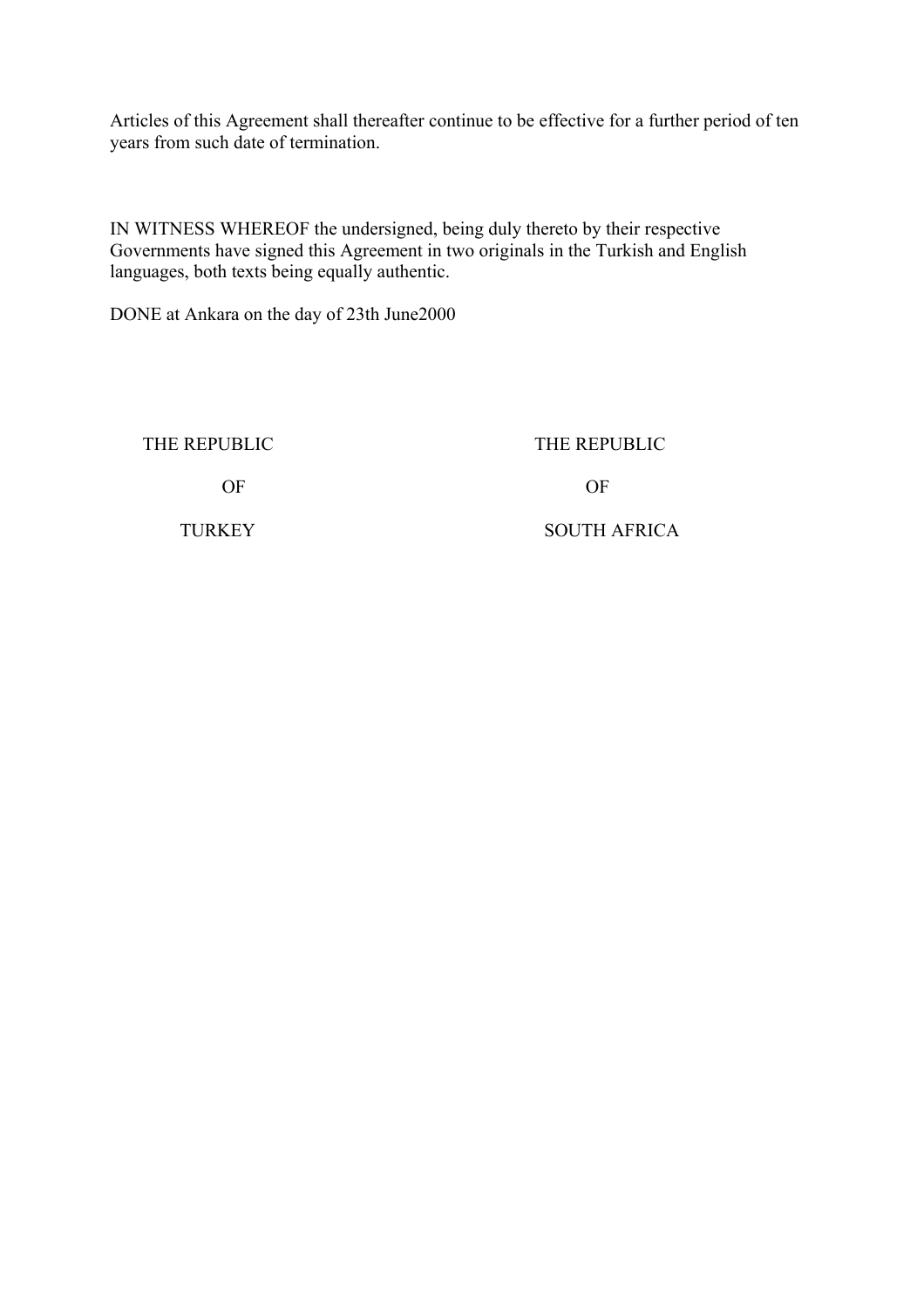Articles of this Agreement shall thereafter continue to be effective for a further period of ten years from such date of termination.

IN WITNESS WHEREOF the undersigned, being duly thereto by their respective Governments have signed this Agreement in two originals in the Turkish and English languages, both texts being equally authentic.

DONE at Ankara on the day of 23th June2000

| | |
|---|---|
| THE REPUBLIC | THE REPUBLIC |
| OF | OF |
| TURKEY | SOUTH AFRICA |